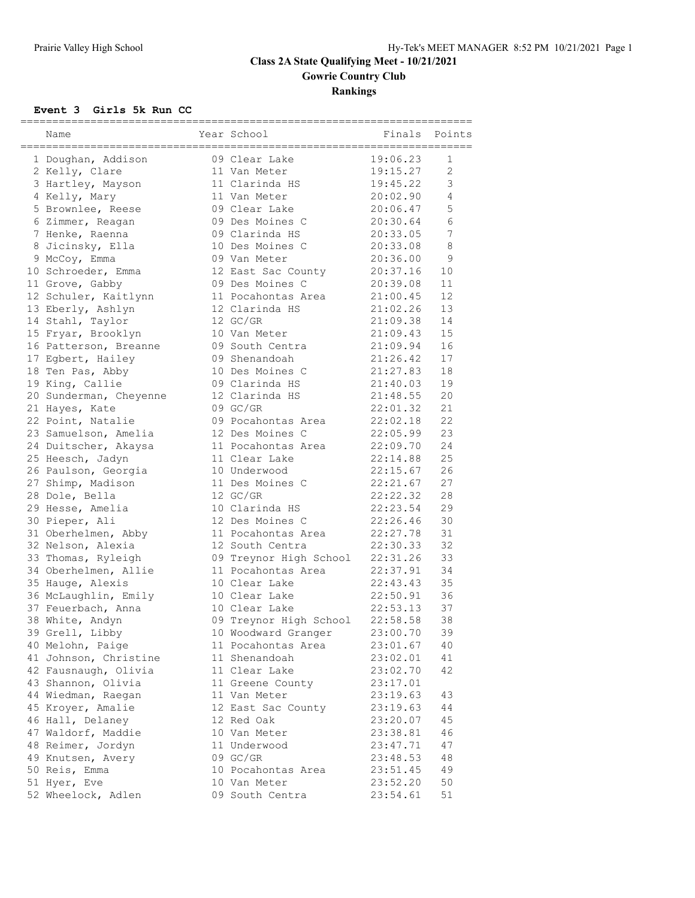Prairie Valley High School

Hy-Tek's MEET MANAGER 8:52 PM 10/21/2021

# Class 2A State Qualifying Meet - 10/21/2021

## Gowrie Country Club

## Rankings

### Event 3 Girls 5k Run CC

| | Name | Year | School | Finals | Points |
|---|---|---|---|---|---|
| 1 | Doughan, Addison | 09 | Clear Lake | 19:06.23 | 1 |
| 2 | Kelly, Clare | 11 | Van Meter | 19:15.27 | 2 |
| 3 | Hartley, Mayson | 11 | Clarinda HS | 19:45.22 | 3 |
| 4 | Kelly, Mary | 11 | Van Meter | 20:02.90 | 4 |
| 5 | Brownlee, Reese | 09 | Clear Lake | 20:06.47 | 5 |
| 6 | Zimmer, Reagan | 09 | Des Moines C | 20:30.64 | 6 |
| 7 | Henke, Raenna | 09 | Clarinda HS | 20:33.05 | 7 |
| 8 | Jicinsky, Ella | 10 | Des Moines C | 20:33.08 | 8 |
| 9 | McCoy, Emma | 09 | Van Meter | 20:36.00 | 9 |
| 10 | Schroeder, Emma | 12 | East Sac County | 20:37.16 | 10 |
| 11 | Grove, Gabby | 09 | Des Moines C | 20:39.08 | 11 |
| 12 | Schuler, Kaitlynn | 11 | Pocahontas Area | 21:00.45 | 12 |
| 13 | Eberly, Ashlyn | 12 | Clarinda HS | 21:02.26 | 13 |
| 14 | Stahl, Taylor | 12 | GC/GR | 21:09.38 | 14 |
| 15 | Fryar, Brooklyn | 10 | Van Meter | 21:09.43 | 15 |
| 16 | Patterson, Breanne | 09 | South Centra | 21:09.94 | 16 |
| 17 | Egbert, Hailey | 09 | Shenandoah | 21:26.42 | 17 |
| 18 | Ten Pas, Abby | 10 | Des Moines C | 21:27.83 | 18 |
| 19 | King, Callie | 09 | Clarinda HS | 21:40.03 | 19 |
| 20 | Sunderman, Cheyenne | 12 | Clarinda HS | 21:48.55 | 20 |
| 21 | Hayes, Kate | 09 | GC/GR | 22:01.32 | 21 |
| 22 | Point, Natalie | 09 | Pocahontas Area | 22:02.18 | 22 |
| 23 | Samuelson, Amelia | 12 | Des Moines C | 22:05.99 | 23 |
| 24 | Duitscher, Akaysa | 11 | Pocahontas Area | 22:09.70 | 24 |
| 25 | Heesch, Jadyn | 11 | Clear Lake | 22:14.88 | 25 |
| 26 | Paulson, Georgia | 10 | Underwood | 22:15.67 | 26 |
| 27 | Shimp, Madison | 11 | Des Moines C | 22:21.67 | 27 |
| 28 | Dole, Bella | 12 | GC/GR | 22:22.32 | 28 |
| 29 | Hesse, Amelia | 10 | Clarinda HS | 22:23.54 | 29 |
| 30 | Pieper, Ali | 12 | Des Moines C | 22:26.46 | 30 |
| 31 | Oberhelmen, Abby | 11 | Pocahontas Area | 22:27.78 | 31 |
| 32 | Nelson, Alexia | 12 | South Centra | 22:30.33 | 32 |
| 33 | Thomas, Ryleigh | 09 | Treynor High School | 22:31.26 | 33 |
| 34 | Oberhelmen, Allie | 11 | Pocahontas Area | 22:37.91 | 34 |
| 35 | Hauge, Alexis | 10 | Clear Lake | 22:43.43 | 35 |
| 36 | McLaughlin, Emily | 10 | Clear Lake | 22:50.91 | 36 |
| 37 | Feuerbach, Anna | 10 | Clear Lake | 22:53.13 | 37 |
| 38 | White, Andyn | 09 | Treynor High School | 22:58.58 | 38 |
| 39 | Grell, Libby | 10 | Woodward Granger | 23:00.70 | 39 |
| 40 | Melohn, Paige | 11 | Pocahontas Area | 23:01.67 | 40 |
| 41 | Johnson, Christine | 11 | Shenandoah | 23:02.01 | 41 |
| 42 | Fausnaugh, Olivia | 11 | Clear Lake | 23:02.70 | 42 |
| 43 | Shannon, Olivia | 11 | Greene County | 23:17.01 | |
| 44 | Wiedman, Raegan | 11 | Van Meter | 23:19.63 | 43 |
| 45 | Kroyer, Amalie | 12 | East Sac County | 23:19.63 | 44 |
| 46 | Hall, Delaney | 12 | Red Oak | 23:20.07 | 45 |
| 47 | Waldorf, Maddie | 10 | Van Meter | 23:38.81 | 46 |
| 48 | Reimer, Jordyn | 11 | Underwood | 23:47.71 | 47 |
| 49 | Knutsen, Avery | 09 | GC/GR | 23:48.53 | 48 |
| 50 | Reis, Emma | 10 | Pocahontas Area | 23:51.45 | 49 |
| 51 | Hyer, Eve | 10 | Van Meter | 23:52.20 | 50 |
| 52 | Wheelock, Adlen | 09 | South Centra | 23:54.61 | 51 |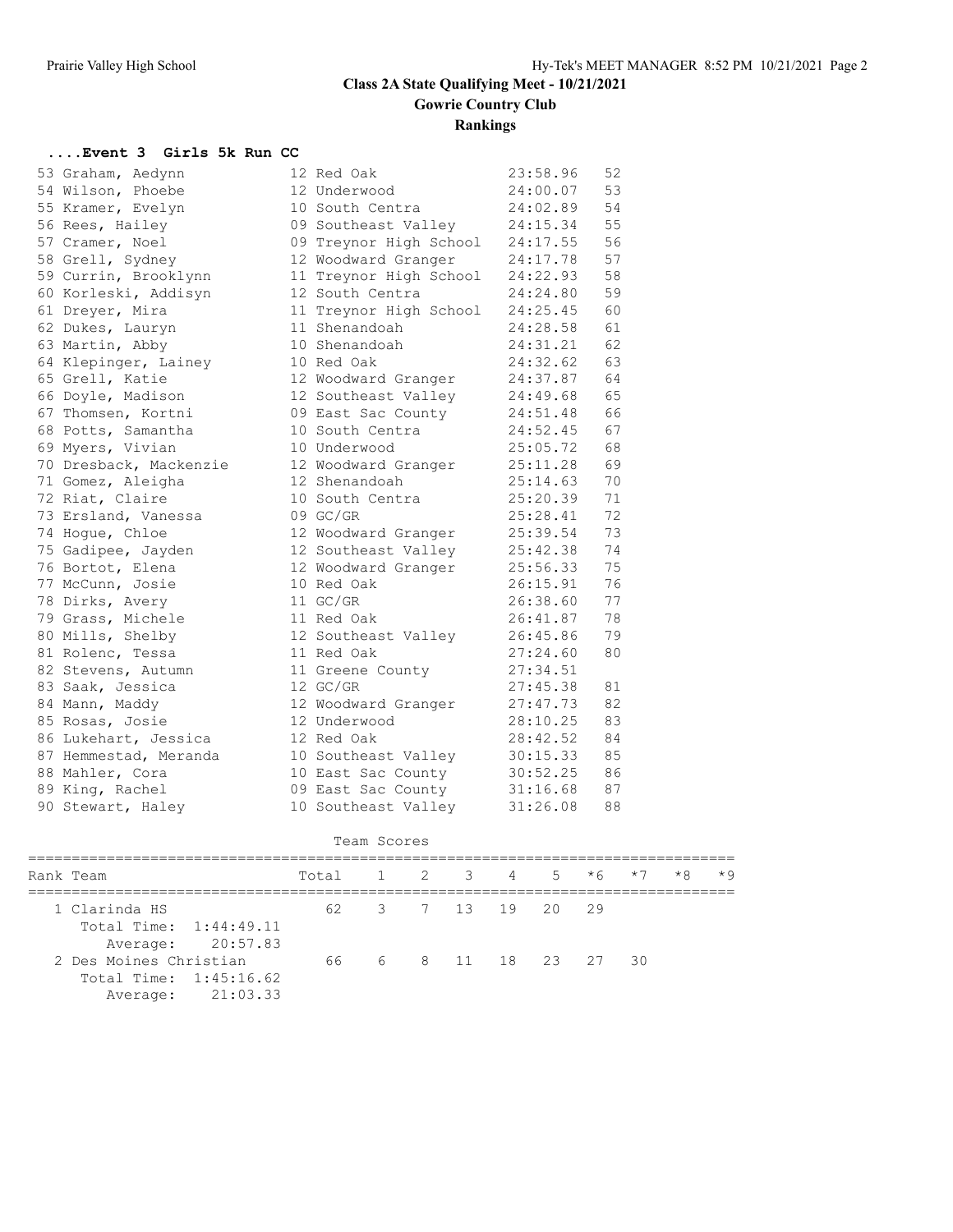## Class 2A State Qualifying Meet - 10/21/2021

### Gowrie Country Club

### Rankings

#### ....Event 3 Girls 5k Run CC

| Place | Name | Yr | School | Time | Points |
|---|---|---|---|---|---|
| 53 | Graham, Aedynn | 12 | Red Oak | 23:58.96 | 52 |
| 54 | Wilson, Phoebe | 12 | Underwood | 24:00.07 | 53 |
| 55 | Kramer, Evelyn | 10 | South Centra | 24:02.89 | 54 |
| 56 | Rees, Hailey | 09 | Southeast Valley | 24:15.34 | 55 |
| 57 | Cramer, Noel | 09 | Treynor High School | 24:17.55 | 56 |
| 58 | Grell, Sydney | 12 | Woodward Granger | 24:17.78 | 57 |
| 59 | Currin, Brooklynn | 11 | Treynor High School | 24:22.93 | 58 |
| 60 | Korleski, Addisyn | 12 | South Centra | 24:24.80 | 59 |
| 61 | Dreyer, Mira | 11 | Treynor High School | 24:25.45 | 60 |
| 62 | Dukes, Lauryn | 11 | Shenandoah | 24:28.58 | 61 |
| 63 | Martin, Abby | 10 | Shenandoah | 24:31.21 | 62 |
| 64 | Klepinger, Lainey | 10 | Red Oak | 24:32.62 | 63 |
| 65 | Grell, Katie | 12 | Woodward Granger | 24:37.87 | 64 |
| 66 | Doyle, Madison | 12 | Southeast Valley | 24:49.68 | 65 |
| 67 | Thomsen, Kortni | 09 | East Sac County | 24:51.48 | 66 |
| 68 | Potts, Samantha | 10 | South Centra | 24:52.45 | 67 |
| 69 | Myers, Vivian | 10 | Underwood | 25:05.72 | 68 |
| 70 | Dresback, Mackenzie | 12 | Woodward Granger | 25:11.28 | 69 |
| 71 | Gomez, Aleigha | 12 | Shenandoah | 25:14.63 | 70 |
| 72 | Riat, Claire | 10 | South Centra | 25:20.39 | 71 |
| 73 | Ersland, Vanessa | 09 | GC/GR | 25:28.41 | 72 |
| 74 | Hogue, Chloe | 12 | Woodward Granger | 25:39.54 | 73 |
| 75 | Gadipee, Jayden | 12 | Southeast Valley | 25:42.38 | 74 |
| 76 | Bortot, Elena | 12 | Woodward Granger | 25:56.33 | 75 |
| 77 | McCunn, Josie | 10 | Red Oak | 26:15.91 | 76 |
| 78 | Dirks, Avery | 11 | GC/GR | 26:38.60 | 77 |
| 79 | Grass, Michele | 11 | Red Oak | 26:41.87 | 78 |
| 80 | Mills, Shelby | 12 | Southeast Valley | 26:45.86 | 79 |
| 81 | Rolenc, Tessa | 11 | Red Oak | 27:24.60 | 80 |
| 82 | Stevens, Autumn | 11 | Greene County | 27:34.51 | |
| 83 | Saak, Jessica | 12 | GC/GR | 27:45.38 | 81 |
| 84 | Mann, Maddy | 12 | Woodward Granger | 27:47.73 | 82 |
| 85 | Rosas, Josie | 12 | Underwood | 28:10.25 | 83 |
| 86 | Lukehart, Jessica | 12 | Red Oak | 28:42.52 | 84 |
| 87 | Hemmestad, Meranda | 10 | Southeast Valley | 30:15.33 | 85 |
| 88 | Mahler, Cora | 10 | East Sac County | 30:52.25 | 86 |
| 89 | King, Rachel | 09 | East Sac County | 31:16.68 | 87 |
| 90 | Stewart, Haley | 10 | Southeast Valley | 31:26.08 | 88 |

Team Scores

| Rank | Team | Total | 1 | 2 | 3 | 4 | 5 | *6 | *7 | *8 | *9 |
|---|---|---|---|---|---|---|---|---|---|---|---|
| 1 | Clarinda HS | 62 | 3 | 7 | 13 | 19 | 20 | 29 | | | |
| | Total Time: 1:44:49.11 | | | | | | | | | | |
| | Average: 20:57.83 | | | | | | | | | | |
| 2 | Des Moines Christian | 66 | 6 | 8 | 11 | 18 | 23 | 27 | 30 | | |
| | Total Time: 1:45:16.62 | | | | | | | | | | |
| | Average: 21:03.33 | | | | | | | | | | |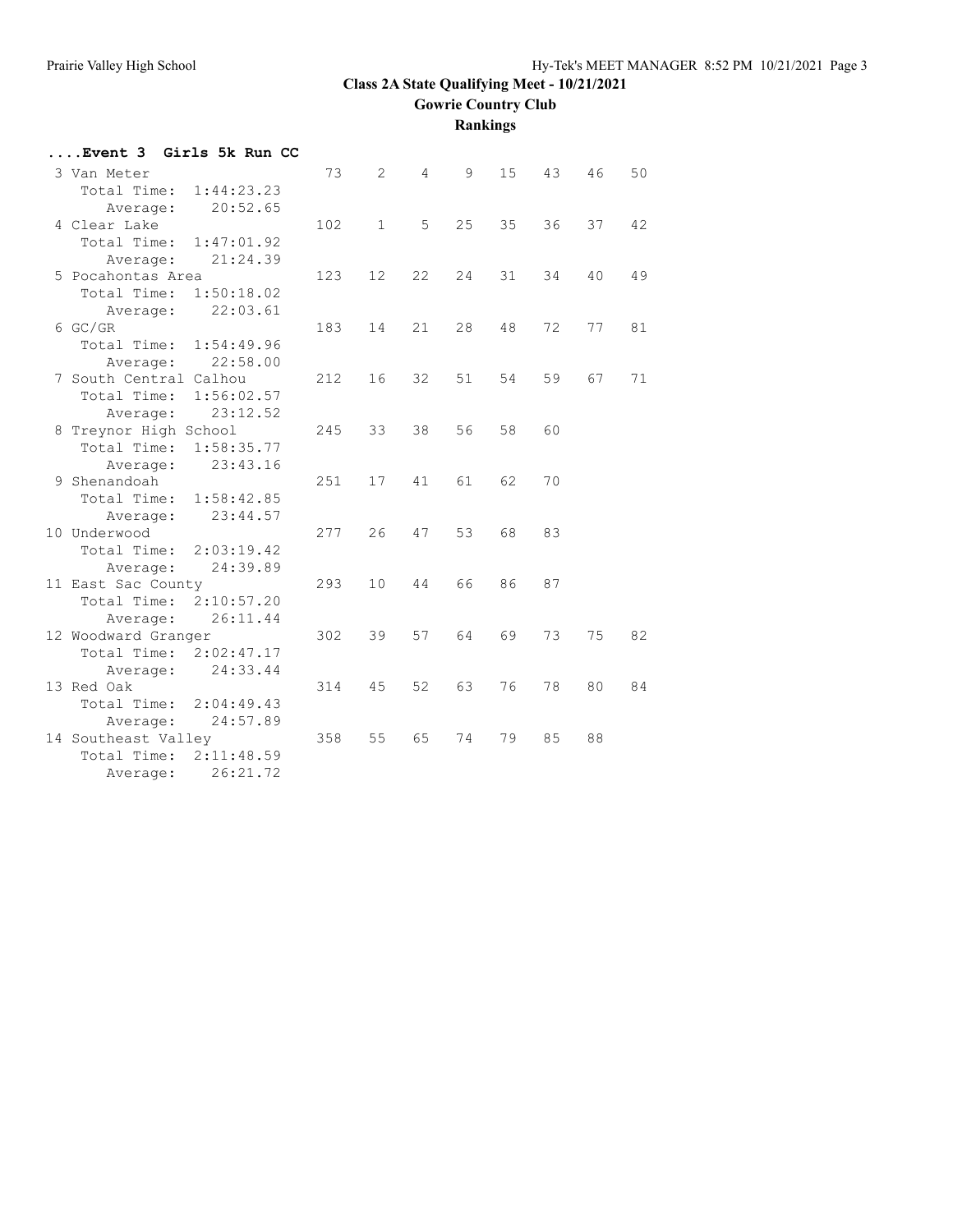## Class 2A State Qualifying Meet - 10/21/2021

### Gowrie Country Club

### Rankings

**....Event 3 Girls 5k Run CC**

| | | | | | | | | |
|---|---|---|---|---|---|---|---|---|
| 3 Van Meter | 73 | 2 | 4 | 9 | 15 | 43 | 46 | 50 |
| Total Time: 1:44:23.23 | | | | | | | | |
| Average: 20:52.65 | | | | | | | | |
| 4 Clear Lake | 102 | 1 | 5 | 25 | 35 | 36 | 37 | 42 |
| Total Time: 1:47:01.92 | | | | | | | | |
| Average: 21:24.39 | | | | | | | | |
| 5 Pocahontas Area | 123 | 12 | 22 | 24 | 31 | 34 | 40 | 49 |
| Total Time: 1:50:18.02 | | | | | | | | |
| Average: 22:03.61 | | | | | | | | |
| 6 GC/GR | 183 | 14 | 21 | 28 | 48 | 72 | 77 | 81 |
| Total Time: 1:54:49.96 | | | | | | | | |
| Average: 22:58.00 | | | | | | | | |
| 7 South Central Calhou | 212 | 16 | 32 | 51 | 54 | 59 | 67 | 71 |
| Total Time: 1:56:02.57 | | | | | | | | |
| Average: 23:12.52 | | | | | | | | |
| 8 Treynor High School | 245 | 33 | 38 | 56 | 58 | 60 | | |
| Total Time: 1:58:35.77 | | | | | | | | |
| Average: 23:43.16 | | | | | | | | |
| 9 Shenandoah | 251 | 17 | 41 | 61 | 62 | 70 | | |
| Total Time: 1:58:42.85 | | | | | | | | |
| Average: 23:44.57 | | | | | | | | |
| 10 Underwood | 277 | 26 | 47 | 53 | 68 | 83 | | |
| Total Time: 2:03:19.42 | | | | | | | | |
| Average: 24:39.89 | | | | | | | | |
| 11 East Sac County | 293 | 10 | 44 | 66 | 86 | 87 | | |
| Total Time: 2:10:57.20 | | | | | | | | |
| Average: 26:11.44 | | | | | | | | |
| 12 Woodward Granger | 302 | 39 | 57 | 64 | 69 | 73 | 75 | 82 |
| Total Time: 2:02:47.17 | | | | | | | | |
| Average: 24:33.44 | | | | | | | | |
| 13 Red Oak | 314 | 45 | 52 | 63 | 76 | 78 | 80 | 84 |
| Total Time: 2:04:49.43 | | | | | | | | |
| Average: 24:57.89 | | | | | | | | |
| 14 Southeast Valley | 358 | 55 | 65 | 74 | 79 | 85 | 88 | |
| Total Time: 2:11:48.59 | | | | | | | | |
| Average: 26:21.72 | | | | | | | | |